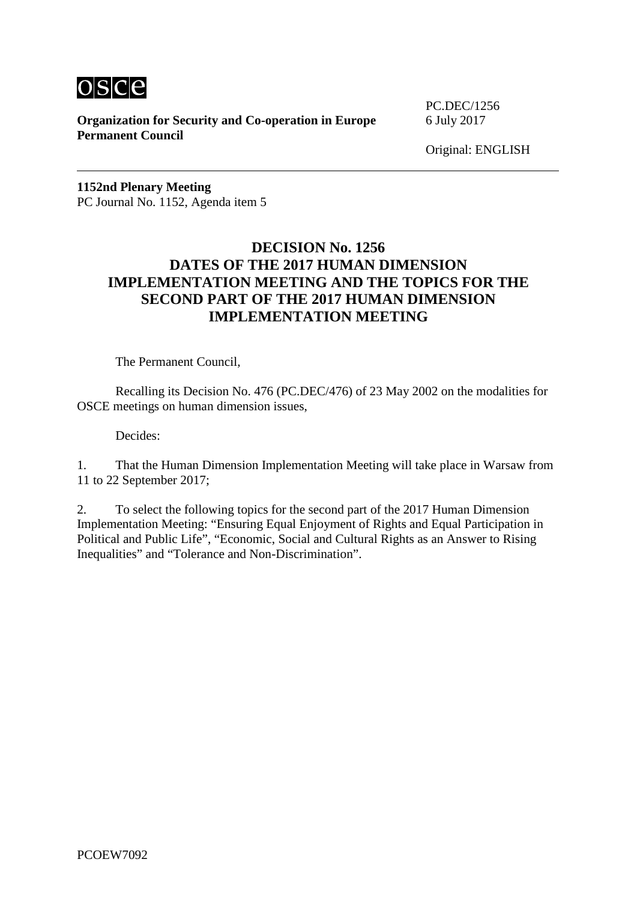**osce**

**Organization for Security and Co-operation in Europe**
**Permanent Council**

PC.DEC/1256
6 July 2017

Original: ENGLISH

**1152nd Plenary Meeting**
PC Journal No. 1152, Agenda item 5

# DECISION No. 1256
# DATES OF THE 2017 HUMAN DIMENSION IMPLEMENTATION MEETING AND THE TOPICS FOR THE SECOND PART OF THE 2017 HUMAN DIMENSION IMPLEMENTATION MEETING

The Permanent Council,

Recalling its Decision No. 476 (PC.DEC/476) of 23 May 2002 on the modalities for OSCE meetings on human dimension issues,

Decides:

1. That the Human Dimension Implementation Meeting will take place in Warsaw from 11 to 22 September 2017;

2. To select the following topics for the second part of the 2017 Human Dimension Implementation Meeting: "Ensuring Equal Enjoyment of Rights and Equal Participation in Political and Public Life", "Economic, Social and Cultural Rights as an Answer to Rising Inequalities" and "Tolerance and Non-Discrimination".

PCOEW7092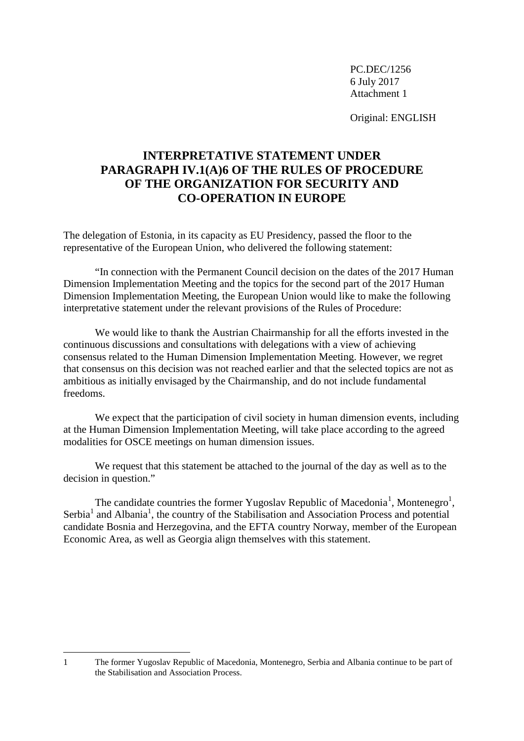PC.DEC/1256
6 July 2017
Attachment 1

Original: ENGLISH

# INTERPRETATIVE STATEMENT UNDER PARAGRAPH IV.1(A)6 OF THE RULES OF PROCEDURE OF THE ORGANIZATION FOR SECURITY AND CO-OPERATION IN EUROPE

The delegation of Estonia, in its capacity as EU Presidency, passed the floor to the representative of the European Union, who delivered the following statement:

"In connection with the Permanent Council decision on the dates of the 2017 Human Dimension Implementation Meeting and the topics for the second part of the 2017 Human Dimension Implementation Meeting, the European Union would like to make the following interpretative statement under the relevant provisions of the Rules of Procedure:

We would like to thank the Austrian Chairmanship for all the efforts invested in the continuous discussions and consultations with delegations with a view of achieving consensus related to the Human Dimension Implementation Meeting. However, we regret that consensus on this decision was not reached earlier and that the selected topics are not as ambitious as initially envisaged by the Chairmanship, and do not include fundamental freedoms.

We expect that the participation of civil society in human dimension events, including at the Human Dimension Implementation Meeting, will take place according to the agreed modalities for OSCE meetings on human dimension issues.

We request that this statement be attached to the journal of the day as well as to the decision in question."

The candidate countries the former Yugoslav Republic of Macedonia[1], Montenegro[1], Serbia[1] and Albania[1], the country of the Stabilisation and Association Process and potential candidate Bosnia and Herzegovina, and the EFTA country Norway, member of the European Economic Area, as well as Georgia align themselves with this statement.

---

1 The former Yugoslav Republic of Macedonia, Montenegro, Serbia and Albania continue to be part of the Stabilisation and Association Process.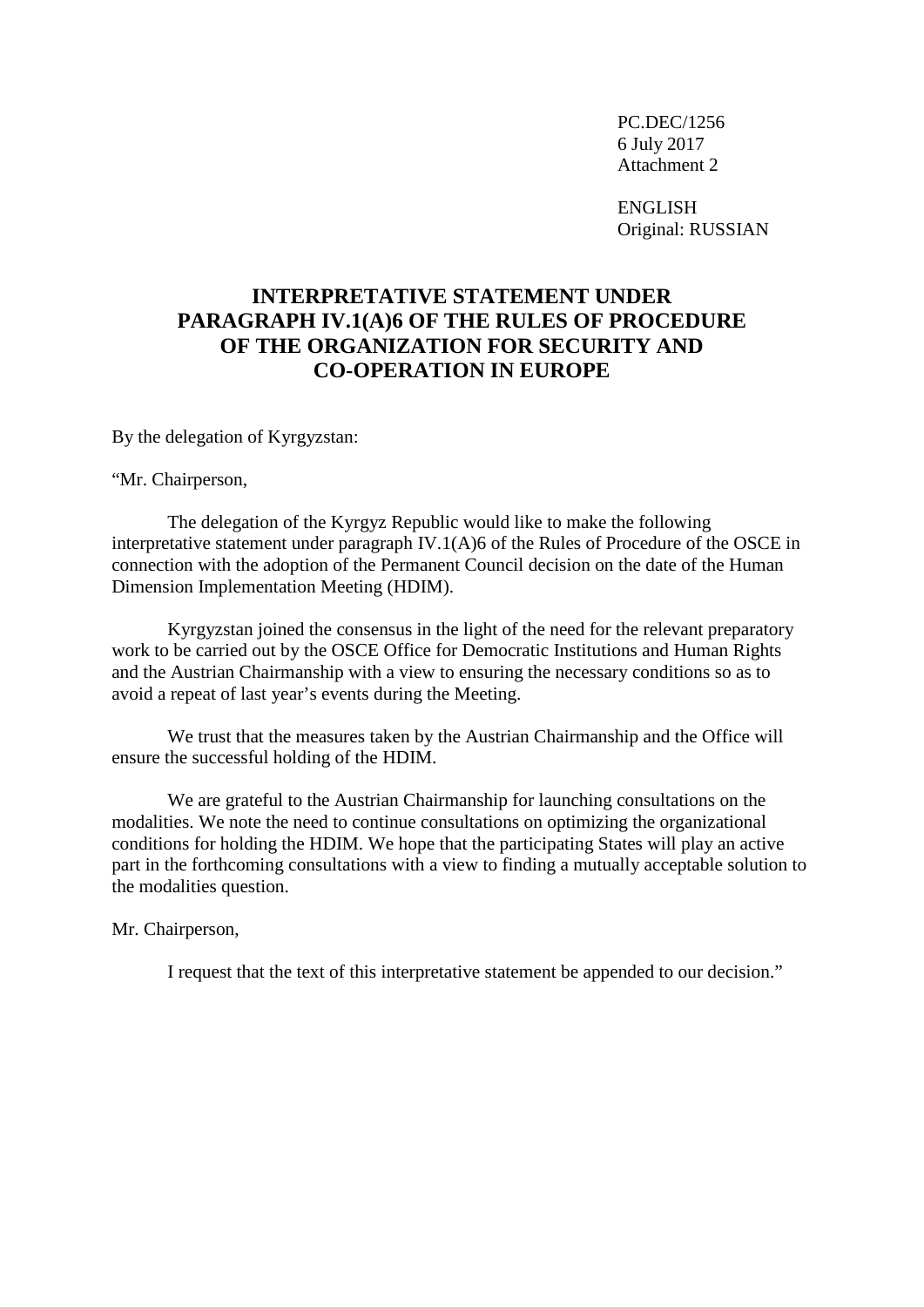PC.DEC/1256
6 July 2017
Attachment 2

ENGLISH
Original: RUSSIAN

# INTERPRETATIVE STATEMENT UNDER PARAGRAPH IV.1(A)6 OF THE RULES OF PROCEDURE OF THE ORGANIZATION FOR SECURITY AND CO-OPERATION IN EUROPE

By the delegation of Kyrgyzstan:

"Mr. Chairperson,

The delegation of the Kyrgyz Republic would like to make the following interpretative statement under paragraph IV.1(A)6 of the Rules of Procedure of the OSCE in connection with the adoption of the Permanent Council decision on the date of the Human Dimension Implementation Meeting (HDIM).

Kyrgyzstan joined the consensus in the light of the need for the relevant preparatory work to be carried out by the OSCE Office for Democratic Institutions and Human Rights and the Austrian Chairmanship with a view to ensuring the necessary conditions so as to avoid a repeat of last year's events during the Meeting.

We trust that the measures taken by the Austrian Chairmanship and the Office will ensure the successful holding of the HDIM.

We are grateful to the Austrian Chairmanship for launching consultations on the modalities. We note the need to continue consultations on optimizing the organizational conditions for holding the HDIM. We hope that the participating States will play an active part in the forthcoming consultations with a view to finding a mutually acceptable solution to the modalities question.

Mr. Chairperson,

I request that the text of this interpretative statement be appended to our decision."